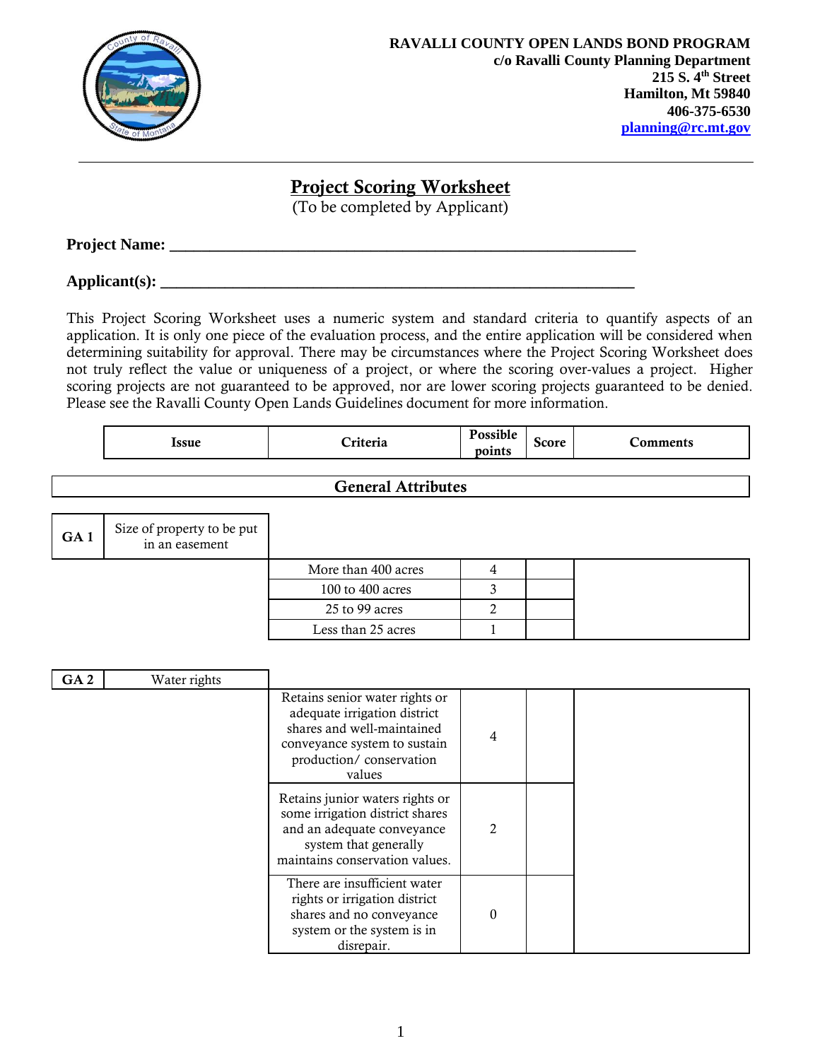**RAVALLI COUNTY OPEN LANDS BOND PROGRAM**
**c/o Ravalli County Planning Department**
**215 S. 4th Street**
**Hamilton, Mt 59840**
**406-375-6530**
**planning@rc.mt.gov**

# Project Scoring Worksheet

(To be completed by Applicant)

**Project Name: \_\_\_\_\_\_\_\_\_\_\_\_\_\_\_\_\_\_\_\_\_\_\_\_\_\_\_\_\_\_\_\_\_\_\_\_\_\_\_\_\_\_\_\_\_\_\_\_\_\_\_\_\_\_\_\_**

**Applicant(s): \_\_\_\_\_\_\_\_\_\_\_\_\_\_\_\_\_\_\_\_\_\_\_\_\_\_\_\_\_\_\_\_\_\_\_\_\_\_\_\_\_\_\_\_\_\_\_\_\_\_\_\_\_\_\_\_\_\_\_\_\_**

This Project Scoring Worksheet uses a numeric system and standard criteria to quantify aspects of an application. It is only one piece of the evaluation process, and the entire application will be considered when determining suitability for approval. There may be circumstances where the Project Scoring Worksheet does not truly reflect the value or uniqueness of a project, or where the scoring over-values a project. Higher scoring projects are not guaranteed to be approved, nor are lower scoring projects guaranteed to be denied. Please see the Ravalli County Open Lands Guidelines document for more information.

## General Attributes

| | Issue | Criteria | Possible points | Score | Comments |
|---|---|---|---|---|---|
| **GA 1** | Size of property to be put in an easement | | | | |
| | | More than 400 acres | 4 | | |
| | | 100 to 400 acres | 3 | | |
| | | 25 to 99 acres | 2 | | |
| | | Less than 25 acres | 1 | | |
| **GA 2** | Water rights | | | | |
| | | Retains senior water rights or adequate irrigation district shares and well-maintained conveyance system to sustain production/ conservation values | 4 | | |
| | | Retains junior waters rights or some irrigation district shares and an adequate conveyance system that generally maintains conservation values. | 2 | | |
| | | There are insufficient water rights or irrigation district shares and no conveyance system or the system is in disrepair. | 0 | | |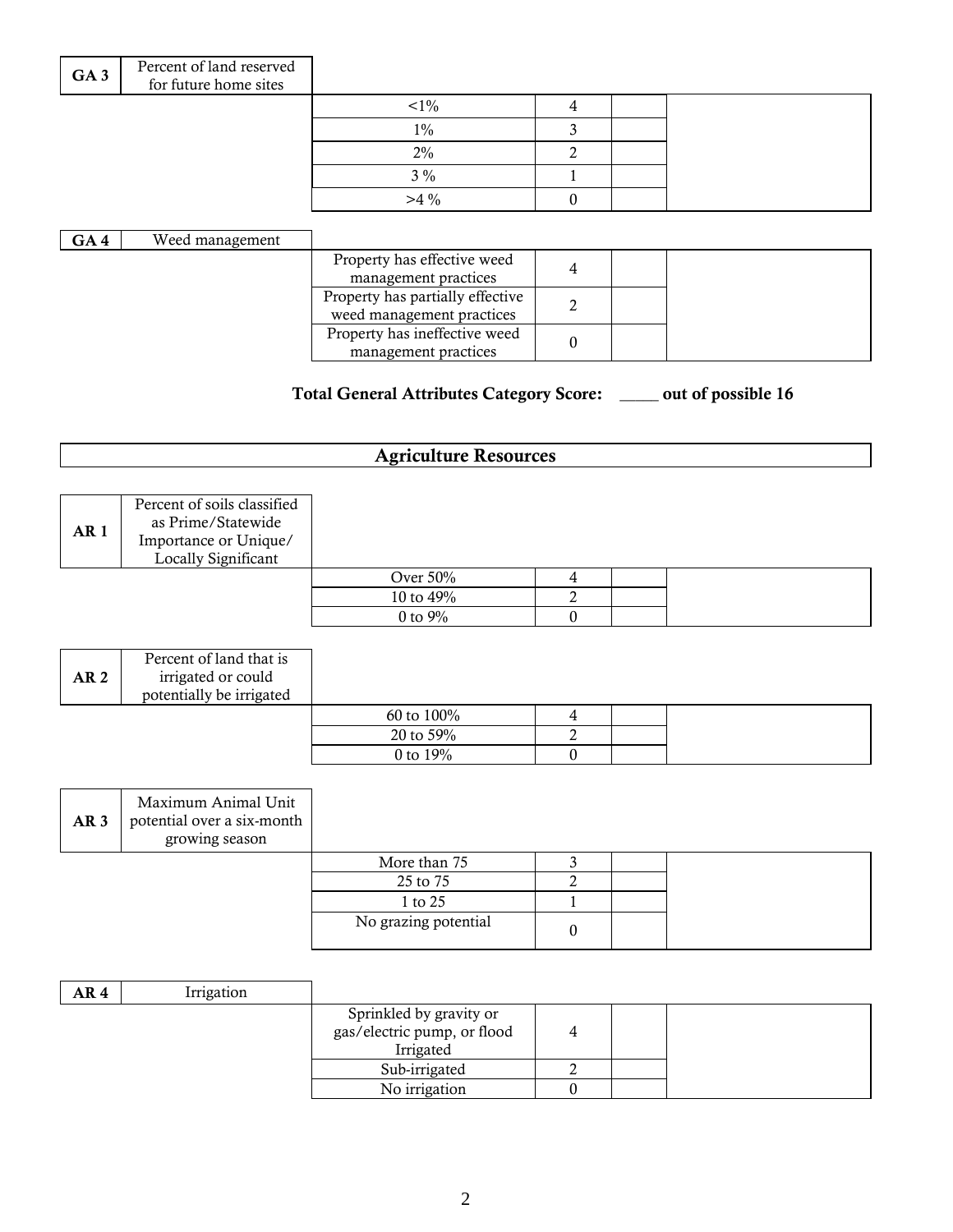| GA 3 | Percent of land reserved for future home sites | | | | |
|---|---|---|---|---|---|
| | | <1% | 4 | | |
| | | 1% | 3 | | |
| | | 2% | 2 | | |
| | | 3 % | 1 | | |
| | | >4 % | 0 | | |

| GA 4 | Weed management | | | | |
|---|---|---|---|---|---|
| | | Property has effective weed management practices | 4 | | |
| | | Property has partially effective weed management practices | 2 | | |
| | | Property has ineffective weed management practices | 0 | | |

**Total General Attributes Category Score: \_\_\_\_\_ out of possible 16**

## Agriculture Resources

| AR 1 | Percent of soils classified as Prime/Statewide Importance or Unique/ Locally Significant | | | | |
|---|---|---|---|---|---|
| | | Over 50% | 4 | | |
| | | 10 to 49% | 2 | | |
| | | 0 to 9% | 0 | | |

| AR 2 | Percent of land that is irrigated or could potentially be irrigated | | | | |
|---|---|---|---|---|---|
| | | 60 to 100% | 4 | | |
| | | 20 to 59% | 2 | | |
| | | 0 to 19% | 0 | | |

| AR 3 | Maximum Animal Unit potential over a six-month growing season | | | | |
|---|---|---|---|---|---|
| | | More than 75 | 3 | | |
| | | 25 to 75 | 2 | | |
| | | 1 to 25 | 1 | | |
| | | No grazing potential | 0 | | |

| AR 4 | Irrigation | | | | |
|---|---|---|---|---|---|
| | | Sprinkled by gravity or gas/electric pump, or flood Irrigated | 4 | | |
| | | Sub-irrigated | 2 | | |
| | | No irrigation | 0 | | |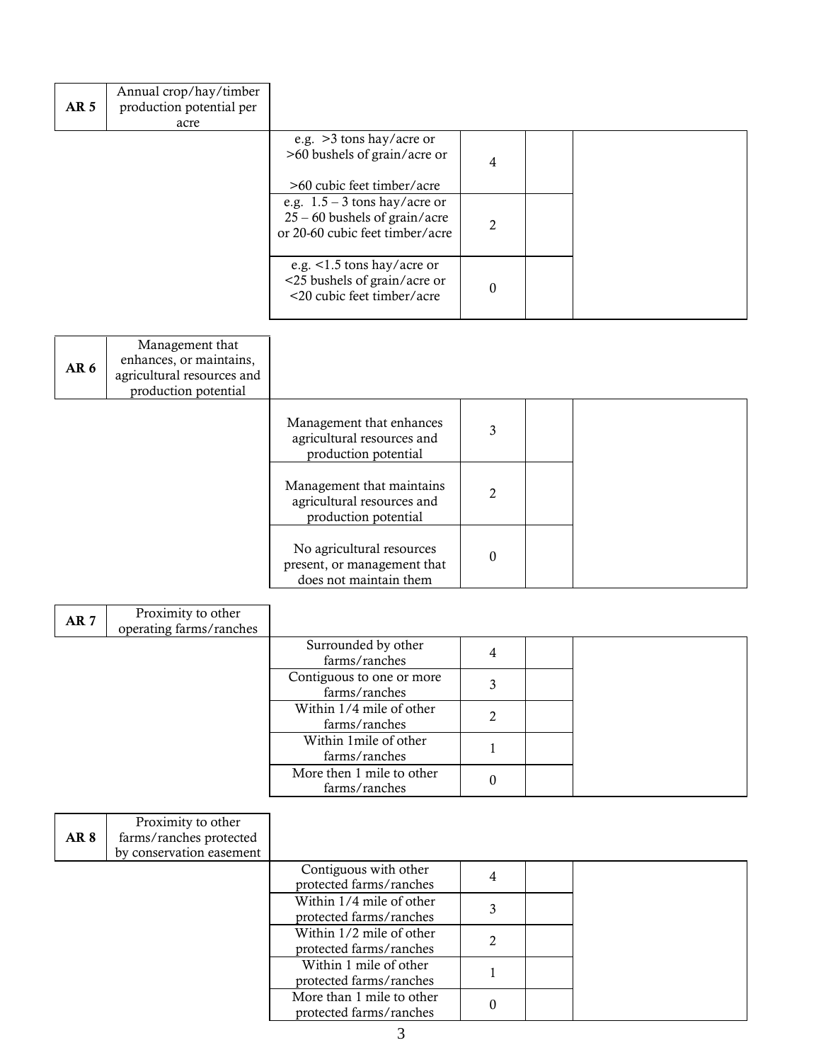| AR 5 | Annual crop/hay/timber production potential per acre | | | | |
|---|---|---|---|---|---|
| | | e.g. >3 tons hay/acre or >60 bushels of grain/acre or >60 cubic feet timber/acre | 4 | | |
| | | e.g. 1.5 – 3 tons hay/acre or 25 – 60 bushels of grain/acre or 20-60 cubic feet timber/acre | 2 | | |
| | | e.g. <1.5 tons hay/acre or <25 bushels of grain/acre or <20 cubic feet timber/acre | 0 | | |

| AR 6 | Management that enhances, or maintains, agricultural resources and production potential | | | | |
|---|---|---|---|---|---|
| | | Management that enhances agricultural resources and production potential | 3 | | |
| | | Management that maintains agricultural resources and production potential | 2 | | |
| | | No agricultural resources present, or management that does not maintain them | 0 | | |

| AR 7 | Proximity to other operating farms/ranches | | | | |
|---|---|---|---|---|---|
| | | Surrounded by other farms/ranches | 4 | | |
| | | Contiguous to one or more farms/ranches | 3 | | |
| | | Within 1/4 mile of other farms/ranches | 2 | | |
| | | Within 1mile of other farms/ranches | 1 | | |
| | | More then 1 mile to other farms/ranches | 0 | | |

| AR 8 | Proximity to other farms/ranches protected by conservation easement | | | | |
|---|---|---|---|---|---|
| | | Contiguous with other protected farms/ranches | 4 | | |
| | | Within 1/4 mile of other protected farms/ranches | 3 | | |
| | | Within 1/2 mile of other protected farms/ranches | 2 | | |
| | | Within 1 mile of other protected farms/ranches | 1 | | |
| | | More than 1 mile to other protected farms/ranches | 0 | | |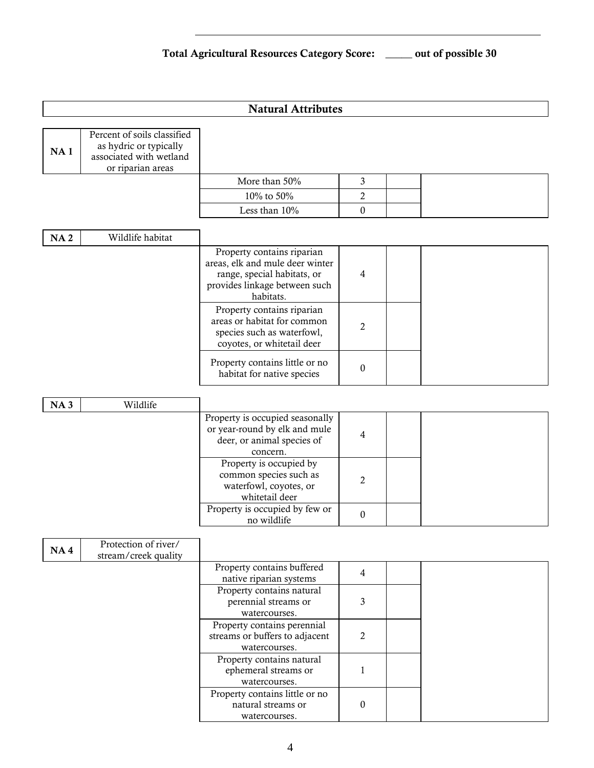**Total Agricultural Resources Category Score: _____ out of possible 30**

## Natural Attributes

| NA 1 | Percent of soils classified as hydric or typically associated with wetland or riparian areas | | | |
|---|---|---|---|---|
| | | More than 50% | 3 | |
| | | 10% to 50% | 2 | |
| | | Less than 10% | 0 | |

| NA 2 | Wildlife habitat | | | |
|---|---|---|---|---|
| | | Property contains riparian areas, elk and mule deer winter range, special habitats, or provides linkage between such habitats. | 4 | |
| | | Property contains riparian areas or habitat for common species such as waterfowl, coyotes, or whitetail deer | 2 | |
| | | Property contains little or no habitat for native species | 0 | |

| NA 3 | Wildlife | | | |
|---|---|---|---|---|
| | | Property is occupied seasonally or year-round by elk and mule deer, or animal species of concern. | 4 | |
| | | Property is occupied by common species such as waterfowl, coyotes, or whitetail deer | 2 | |
| | | Property is occupied by few or no wildlife | 0 | |

| NA 4 | Protection of river/ stream/creek quality | | | |
|---|---|---|---|---|
| | | Property contains buffered native riparian systems | 4 | |
| | | Property contains natural perennial streams or watercourses. | 3 | |
| | | Property contains perennial streams or buffers to adjacent watercourses. | 2 | |
| | | Property contains natural ephemeral streams or watercourses. | 1 | |
| | | Property contains little or no natural streams or watercourses. | 0 | |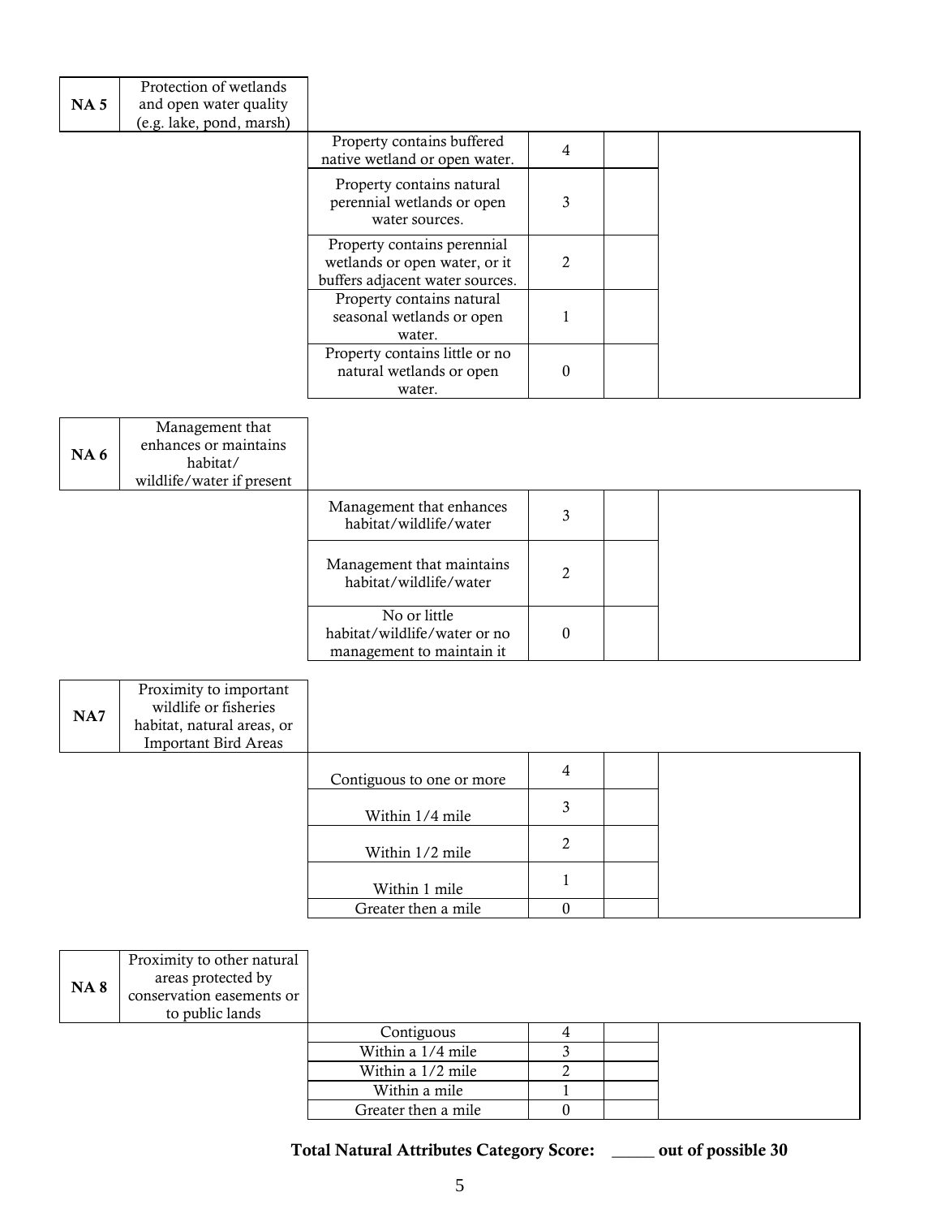| NA 5 | Protection of wetlands and open water quality (e.g. lake, pond, marsh) | | | |
|---|---|---|---|---|
| | | Property contains buffered native wetland or open water. | 4 | |
| | | Property contains natural perennial wetlands or open water sources. | 3 | |
| | | Property contains perennial wetlands or open water, or it buffers adjacent water sources. | 2 | |
| | | Property contains natural seasonal wetlands or open water. | 1 | |
| | | Property contains little or no natural wetlands or open water. | 0 | |

| NA 6 | Management that enhances or maintains habitat/ wildlife/water if present | | | |
|---|---|---|---|---|
| | | Management that enhances habitat/wildlife/water | 3 | |
| | | Management that maintains habitat/wildlife/water | 2 | |
| | | No or little habitat/wildlife/water or no management to maintain it | 0 | |

| NA7 | Proximity to important wildlife or fisheries habitat, natural areas, or Important Bird Areas | | | |
|---|---|---|---|---|
| | | Contiguous to one or more | 4 | |
| | | Within 1/4 mile | 3 | |
| | | Within 1/2 mile | 2 | |
| | | Within 1 mile | 1 | |
| | | Greater then a mile | 0 | |

| NA 8 | Proximity to other natural areas protected by conservation easements or to public lands | | | |
|---|---|---|---|---|
| | | Contiguous | 4 | |
| | | Within a 1/4 mile | 3 | |
| | | Within a 1/2 mile | 2 | |
| | | Within a mile | 1 | |
| | | Greater then a mile | 0 | |

**Total Natural Attributes Category Score: _____ out of possible 30**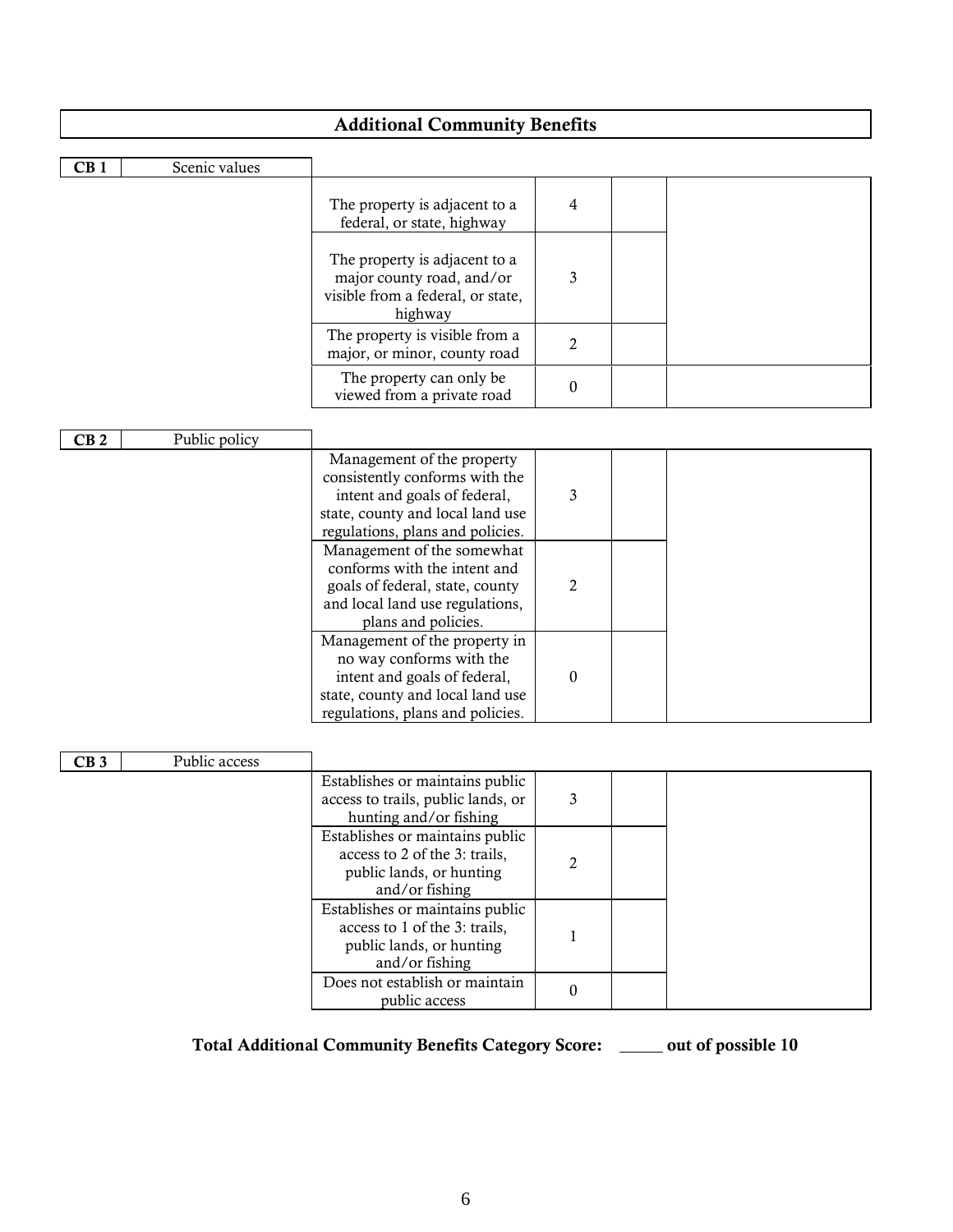## Additional Community Benefits

| CB 1 | Scenic values | | | | |
|---|---|---|---|---|---|
| | | The property is adjacent to a federal, or state, highway | 4 | | |
| | | The property is adjacent to a major county road, and/or visible from a federal, or state, highway | 3 | | |
| | | The property is visible from a major, or minor, county road | 2 | | |
| | | The property can only be viewed from a private road | 0 | | |

| CB 2 | Public policy | | | | |
|---|---|---|---|---|---|
| | | Management of the property consistently conforms with the intent and goals of federal, state, county and local land use regulations, plans and policies. | 3 | | |
| | | Management of the somewhat conforms with the intent and goals of federal, state, county and local land use regulations, plans and policies. | 2 | | |
| | | Management of the property in no way conforms with the intent and goals of federal, state, county and local land use regulations, plans and policies. | 0 | | |

| CB 3 | Public access | | | | |
|---|---|---|---|---|---|
| | | Establishes or maintains public access to trails, public lands, or hunting and/or fishing | 3 | | |
| | | Establishes or maintains public access to 2 of the 3: trails, public lands, or hunting and/or fishing | 2 | | |
| | | Establishes or maintains public access to 1 of the 3: trails, public lands, or hunting and/or fishing | 1 | | |
| | | Does not establish or maintain public access | 0 | | |

**Total Additional Community Benefits Category Score: _____ out of possible 10**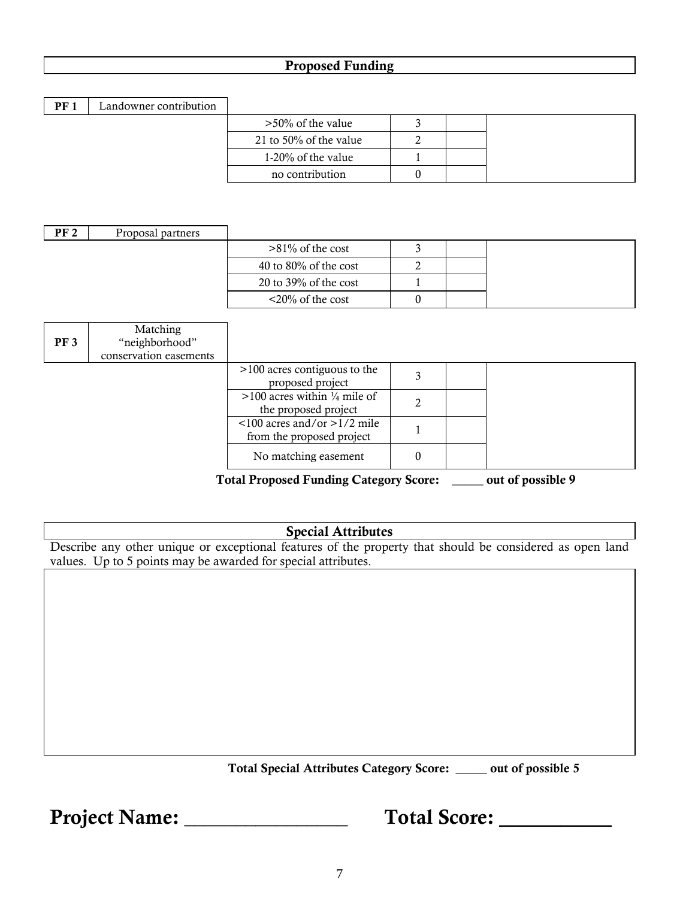## Proposed Funding

| | | | | | |
|---|---|---|---|---|---|
| **PF 1** | Landowner contribution | | | | |
| | | >50% of the value | 3 | | |
| | | 21 to 50% of the value | 2 | | |
| | | 1-20% of the value | 1 | | |
| | | no contribution | 0 | | |

| | | | | | |
|---|---|---|---|---|---|
| **PF 2** | Proposal partners | | | | |
| | | >81% of the cost | 3 | | |
| | | 40 to 80% of the cost | 2 | | |
| | | 20 to 39% of the cost | 1 | | |
| | | <20% of the cost | 0 | | |

| | | | | | |
|---|---|---|---|---|---|
| **PF 3** | Matching “neighborhood” conservation easements | | | | |
| | | >100 acres contiguous to the proposed project | 3 | | |
| | | >100 acres within ¼ mile of the proposed project | 2 | | |
| | | <100 acres and/or >1/2 mile from the proposed project | 1 | | |
| | | No matching easement | 0 | | |

**Total Proposed Funding Category Score: _____ out of possible 9**

## Special Attributes

Describe any other unique or exceptional features of the property that should be considered as open land values. Up to 5 points may be awarded for special attributes.

**Total Special Attributes Category Score: _____ out of possible 5**

# Project Name: _________________ Total Score: ___________